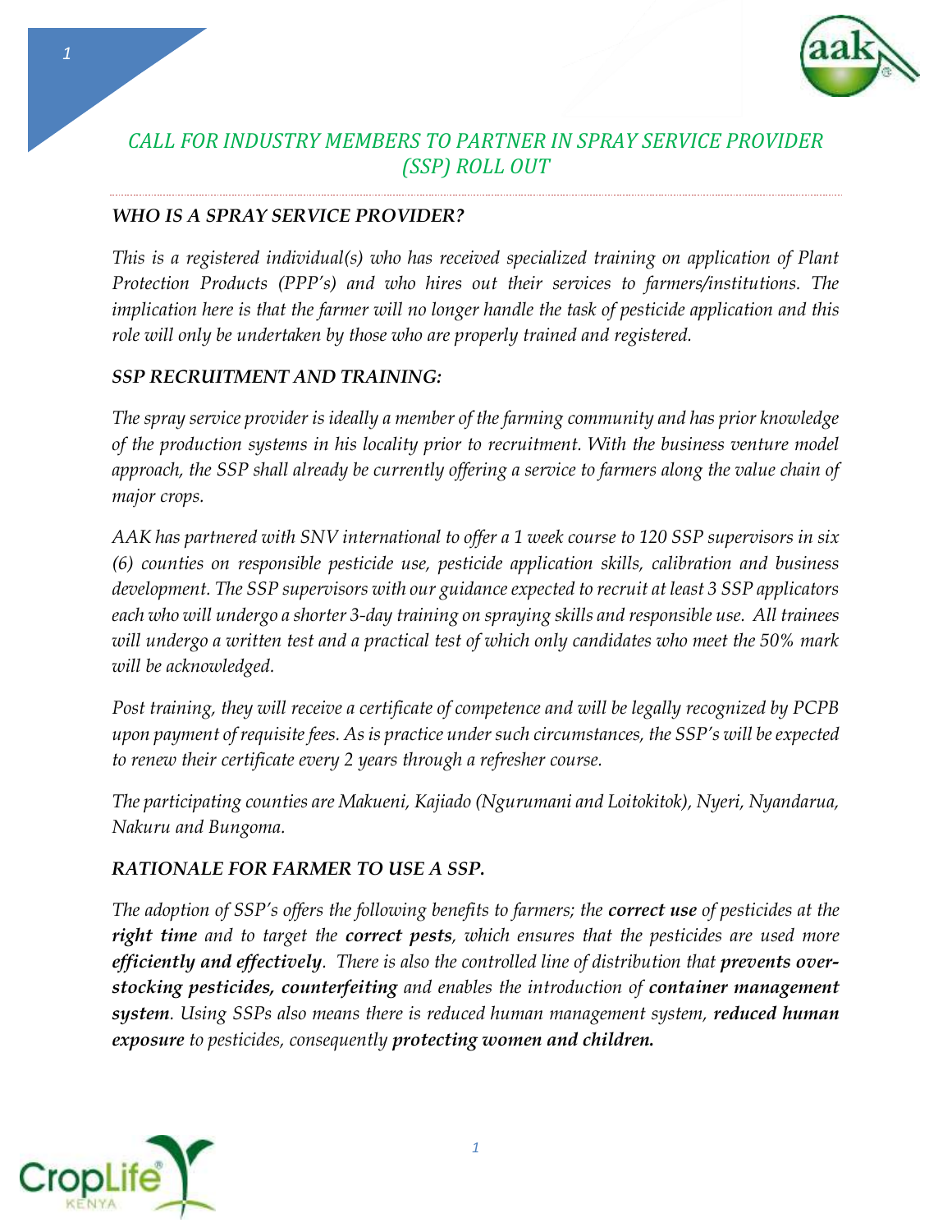# *CALL FOR INDUSTRY MEMBERS TO PARTNER IN SPRAY SERVICE PROVIDER (SSP) ROLL OUT*

## *WHO IS A SPRAY SERVICE PROVIDER?*

*This is a registered individual(s) who has received specialized training on application of Plant Protection Products (PPP's) and who hires out their services to farmers/institutions. The implication here is that the farmer will no longer handle the task of pesticide application and this role will only be undertaken by those who are properly trained and registered.*

## *SSP RECRUITMENT AND TRAINING:*

*The spray service provider is ideally a member of the farming community and has prior knowledge of the production systems in his locality prior to recruitment. With the business venture model approach, the SSP shall already be currently offering a service to farmers along the value chain of major crops.*

*AAK has partnered with SNV international to offer a 1 week course to 120 SSP supervisors in six (6) counties on responsible pesticide use, pesticide application skills, calibration and business development. The SSP supervisors with our guidance expected to recruit at least 3 SSP applicators each who will undergo a shorter 3-day training on spraying skills and responsible use. All trainees will undergo a written test and a practical test of which only candidates who meet the 50% mark will be acknowledged.*

*Post training, they will receive a certificate of competence and will be legally recognized by PCPB upon payment of requisite fees. As is practice under such circumstances, the SSP's will be expected to renew their certificate every 2 years through a refresher course.*

*The participating counties are Makueni, Kajiado (Ngurumani and Loitokitok), Nyeri, Nyandarua, Nakuru and Bungoma.*

## *RATIONALE FOR FARMER TO USE A SSP.*

*The adoption of SSP's offers the following benefits to farmers; the **correct use** of pesticides at the **right time** and to target the **correct pests**, which ensures that the pesticides are used more **efficiently and effectively**. There is also the controlled line of distribution that **prevents over-stocking pesticides, counterfeiting** and enables the introduction of **container management system**. Using SSPs also means there is reduced human management system, **reduced human exposure** to pesticides, consequently **protecting women and children.***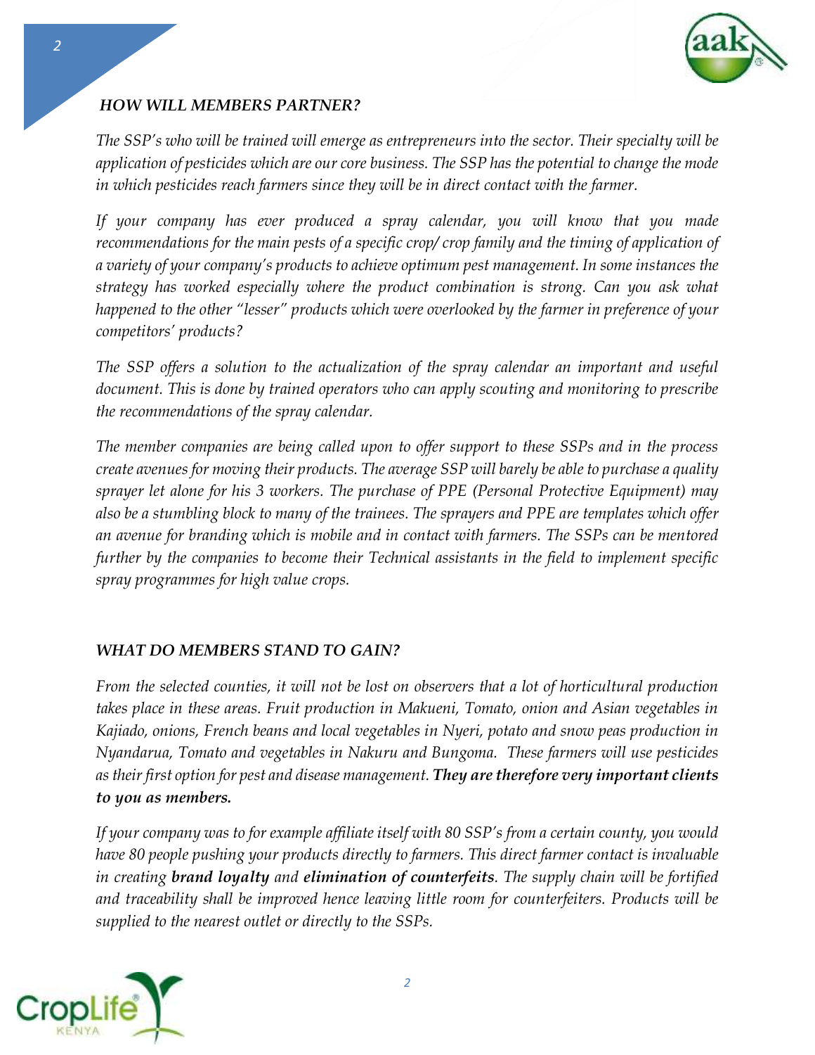### *HOW WILL MEMBERS PARTNER?*

*The SSP's who will be trained will emerge as entrepreneurs into the sector. Their specialty will be application of pesticides which are our core business. The SSP has the potential to change the mode in which pesticides reach farmers since they will be in direct contact with the farmer.*

*If your company has ever produced a spray calendar, you will know that you made recommendations for the main pests of a specific crop/ crop family and the timing of application of a variety of your company's products to achieve optimum pest management. In some instances the strategy has worked especially where the product combination is strong. Can you ask what happened to the other "lesser" products which were overlooked by the farmer in preference of your competitors' products?*

*The SSP offers a solution to the actualization of the spray calendar an important and useful document. This is done by trained operators who can apply scouting and monitoring to prescribe the recommendations of the spray calendar.*

*The member companies are being called upon to offer support to these SSPs and in the process create avenues for moving their products. The average SSP will barely be able to purchase a quality sprayer let alone for his 3 workers. The purchase of PPE (Personal Protective Equipment) may also be a stumbling block to many of the trainees. The sprayers and PPE are templates which offer an avenue for branding which is mobile and in contact with farmers. The SSPs can be mentored further by the companies to become their Technical assistants in the field to implement specific spray programmes for high value crops.*

### *WHAT DO MEMBERS STAND TO GAIN?*

*From the selected counties, it will not be lost on observers that a lot of horticultural production takes place in these areas. Fruit production in Makueni, Tomato, onion and Asian vegetables in Kajiado, onions, French beans and local vegetables in Nyeri, potato and snow peas production in Nyandarua, Tomato and vegetables in Nakuru and Bungoma. These farmers will use pesticides as their first option for pest and disease management.* ***They are therefore very important clients to you as members.***

*If your company was to for example affiliate itself with 80 SSP's from a certain county, you would have 80 people pushing your products directly to farmers. This direct farmer contact is invaluable in creating* ***brand loyalty*** *and* ***elimination of counterfeits****. The supply chain will be fortified and traceability shall be improved hence leaving little room for counterfeiters. Products will be supplied to the nearest outlet or directly to the SSPs.*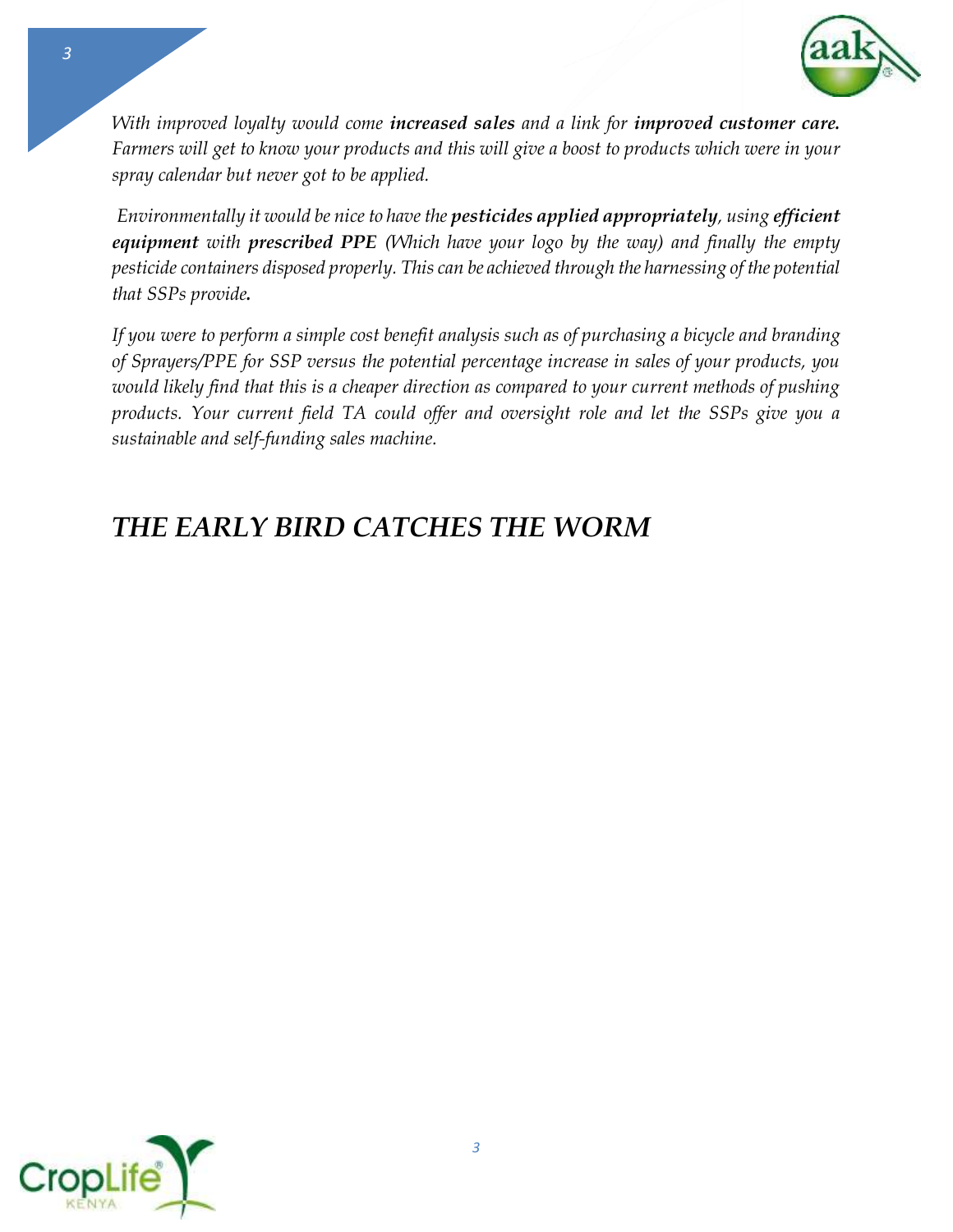*With improved loyalty would come **increased sales** and a link for **improved customer care.** Farmers will get to know your products and this will give a boost to products which were in your spray calendar but never got to be applied.*

*Environmentally it would be nice to have the **pesticides applied appropriately**, using **efficient equipment** with **prescribed PPE** (Which have your logo by the way) and finally the empty pesticide containers disposed properly. This can be achieved through the harnessing of the potential that SSPs provide**.***

*If you were to perform a simple cost benefit analysis such as of purchasing a bicycle and branding of Sprayers/PPE for SSP versus the potential percentage increase in sales of your products, you would likely find that this is a cheaper direction as compared to your current methods of pushing products. Your current field TA could offer and oversight role and let the SSPs give you a sustainable and self-funding sales machine.*

## *THE EARLY BIRD CATCHES THE WORM*